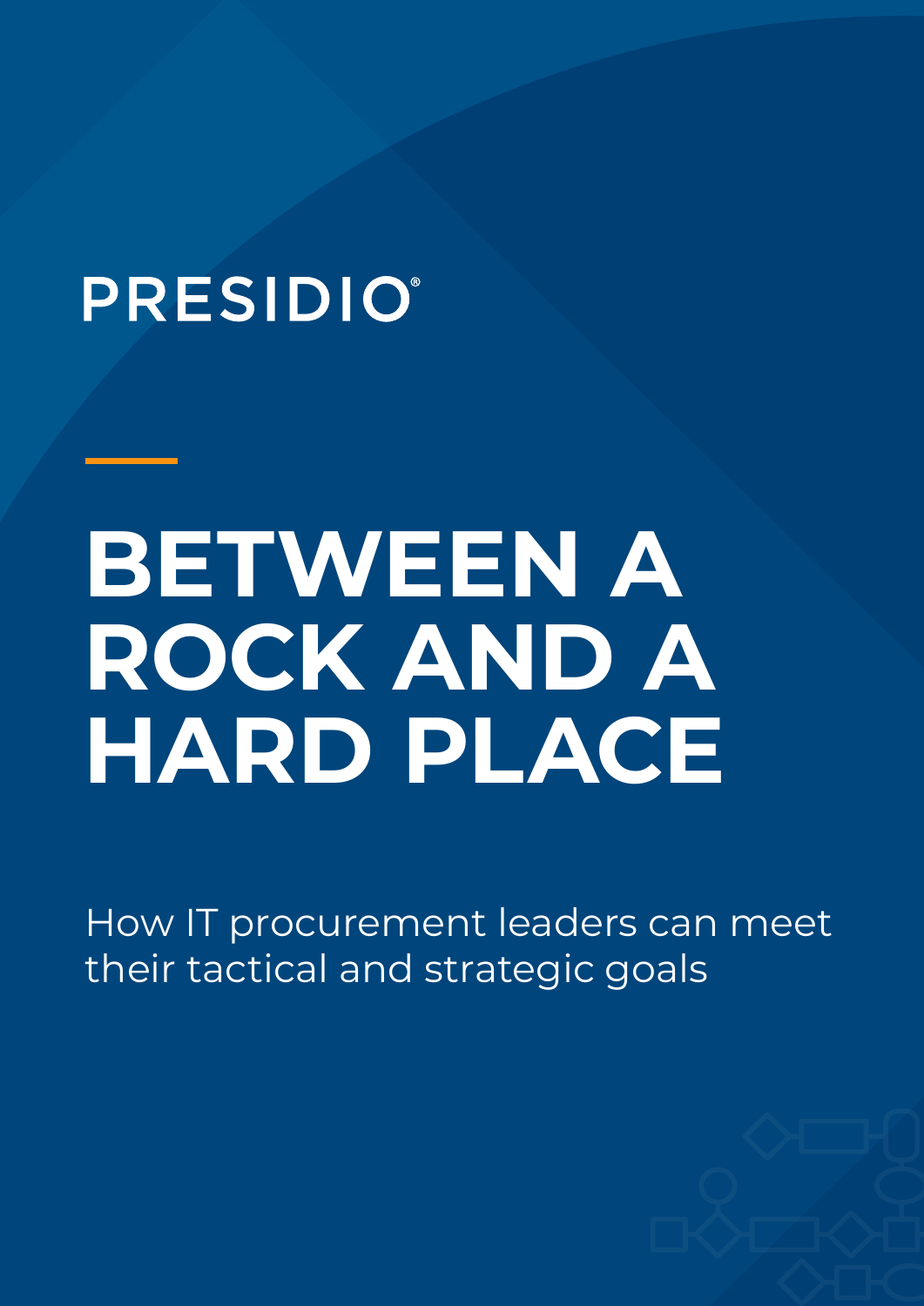PRESIDIO®

# BETWEEN A ROCK AND A HARD PLACE

How IT procurement leaders can meet their tactical and strategic goals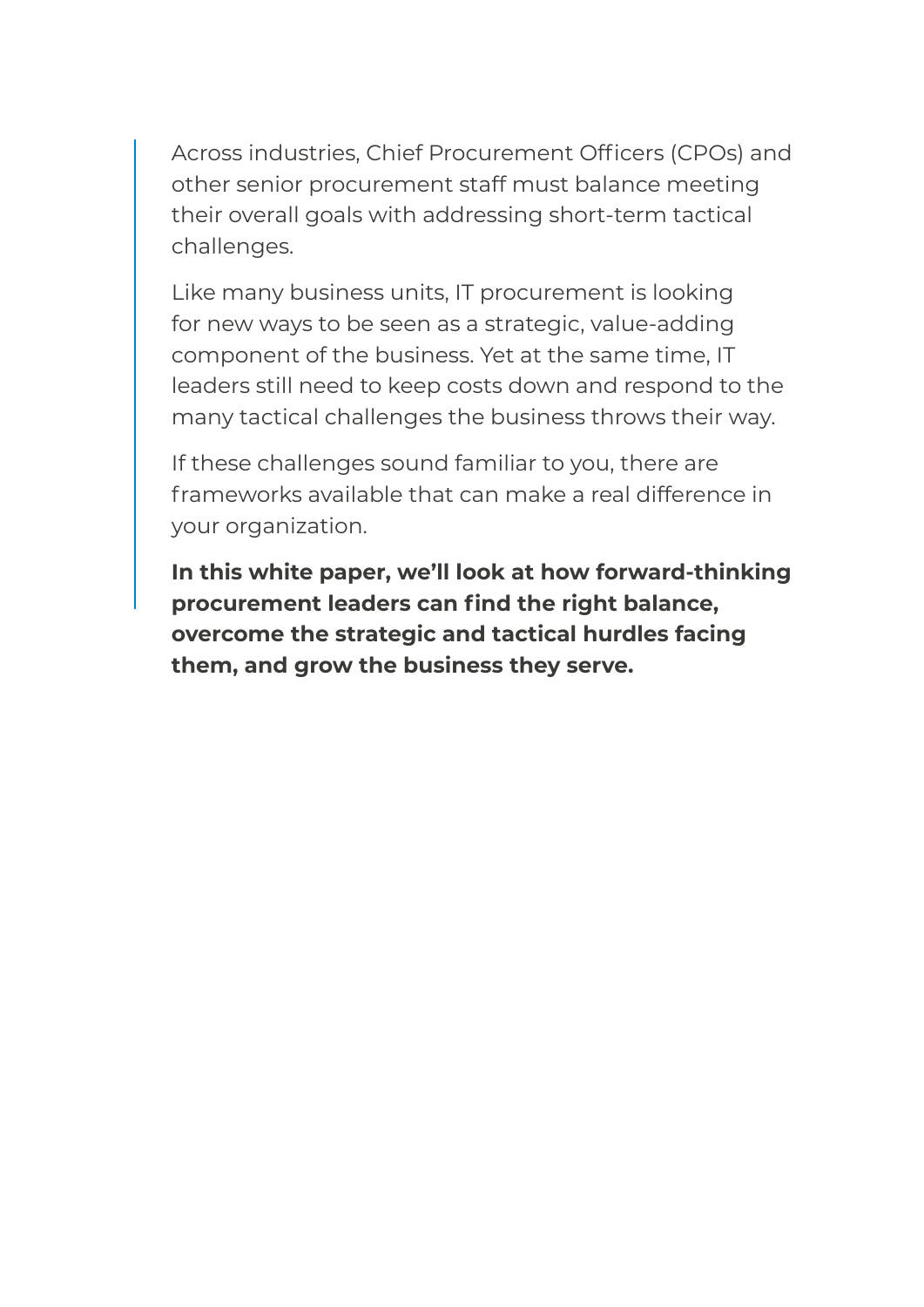Across industries, Chief Procurement Officers (CPOs) and other senior procurement staff must balance meeting their overall goals with addressing short-term tactical challenges.

Like many business units, IT procurement is looking for new ways to be seen as a strategic, value-adding component of the business. Yet at the same time, IT leaders still need to keep costs down and respond to the many tactical challenges the business throws their way.

If these challenges sound familiar to you, there are frameworks available that can make a real difference in your organization.

**In this white paper, we'll look at how forward-thinking procurement leaders can find the right balance, overcome the strategic and tactical hurdles facing them, and grow the business they serve.**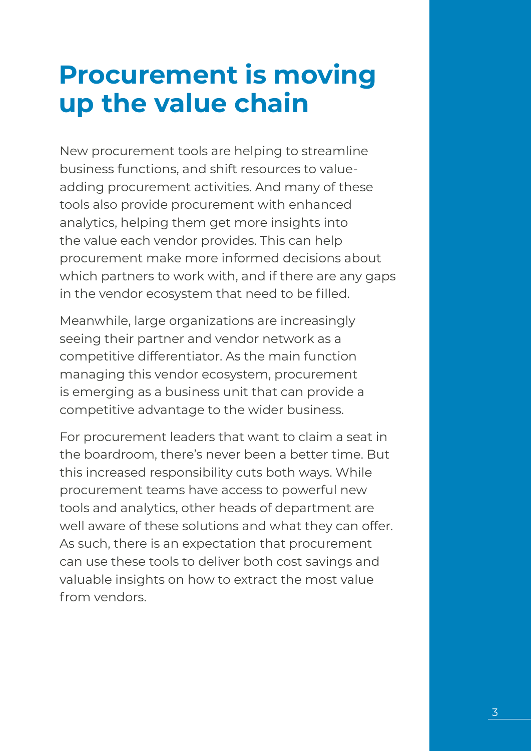# Procurement is moving up the value chain

New procurement tools are helping to streamline business functions, and shift resources to value-adding procurement activities. And many of these tools also provide procurement with enhanced analytics, helping them get more insights into the value each vendor provides. This can help procurement make more informed decisions about which partners to work with, and if there are any gaps in the vendor ecosystem that need to be filled.

Meanwhile, large organizations are increasingly seeing their partner and vendor network as a competitive differentiator. As the main function managing this vendor ecosystem, procurement is emerging as a business unit that can provide a competitive advantage to the wider business.

For procurement leaders that want to claim a seat in the boardroom, there's never been a better time. But this increased responsibility cuts both ways. While procurement teams have access to powerful new tools and analytics, other heads of department are well aware of these solutions and what they can offer. As such, there is an expectation that procurement can use these tools to deliver both cost savings and valuable insights on how to extract the most value from vendors.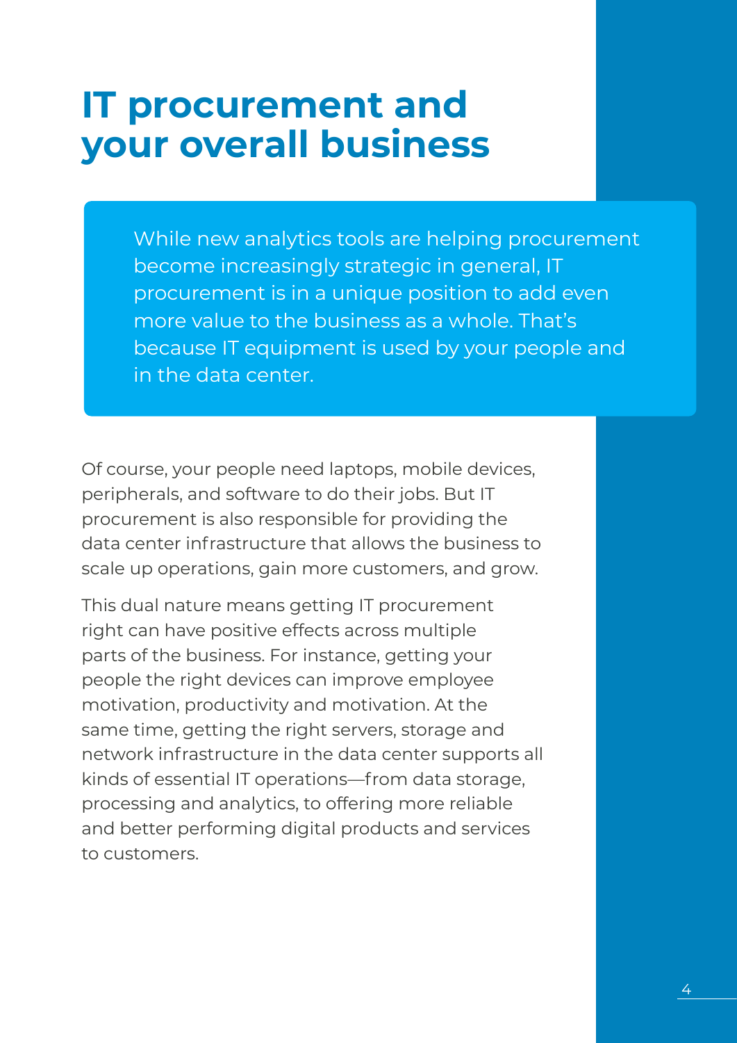# IT procurement and your overall business

While new analytics tools are helping procurement become increasingly strategic in general, IT procurement is in a unique position to add even more value to the business as a whole. That's because IT equipment is used by your people and in the data center.

Of course, your people need laptops, mobile devices, peripherals, and software to do their jobs. But IT procurement is also responsible for providing the data center infrastructure that allows the business to scale up operations, gain more customers, and grow.

This dual nature means getting IT procurement right can have positive effects across multiple parts of the business. For instance, getting your people the right devices can improve employee motivation, productivity and motivation. At the same time, getting the right servers, storage and network infrastructure in the data center supports all kinds of essential IT operations—from data storage, processing and analytics, to offering more reliable and better performing digital products and services to customers.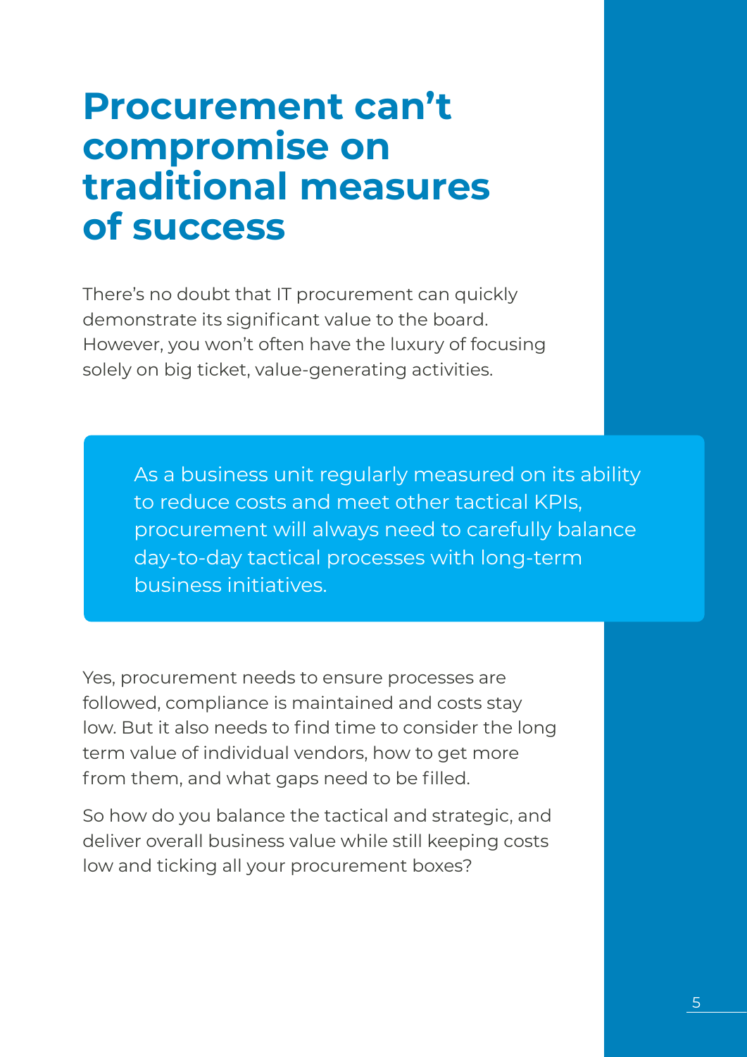# Procurement can't compromise on traditional measures of success

There's no doubt that IT procurement can quickly demonstrate its significant value to the board. However, you won't often have the luxury of focusing solely on big ticket, value-generating activities.

> As a business unit regularly measured on its ability to reduce costs and meet other tactical KPIs, procurement will always need to carefully balance day-to-day tactical processes with long-term business initiatives.

Yes, procurement needs to ensure processes are followed, compliance is maintained and costs stay low. But it also needs to find time to consider the long term value of individual vendors, how to get more from them, and what gaps need to be filled.

So how do you balance the tactical and strategic, and deliver overall business value while still keeping costs low and ticking all your procurement boxes?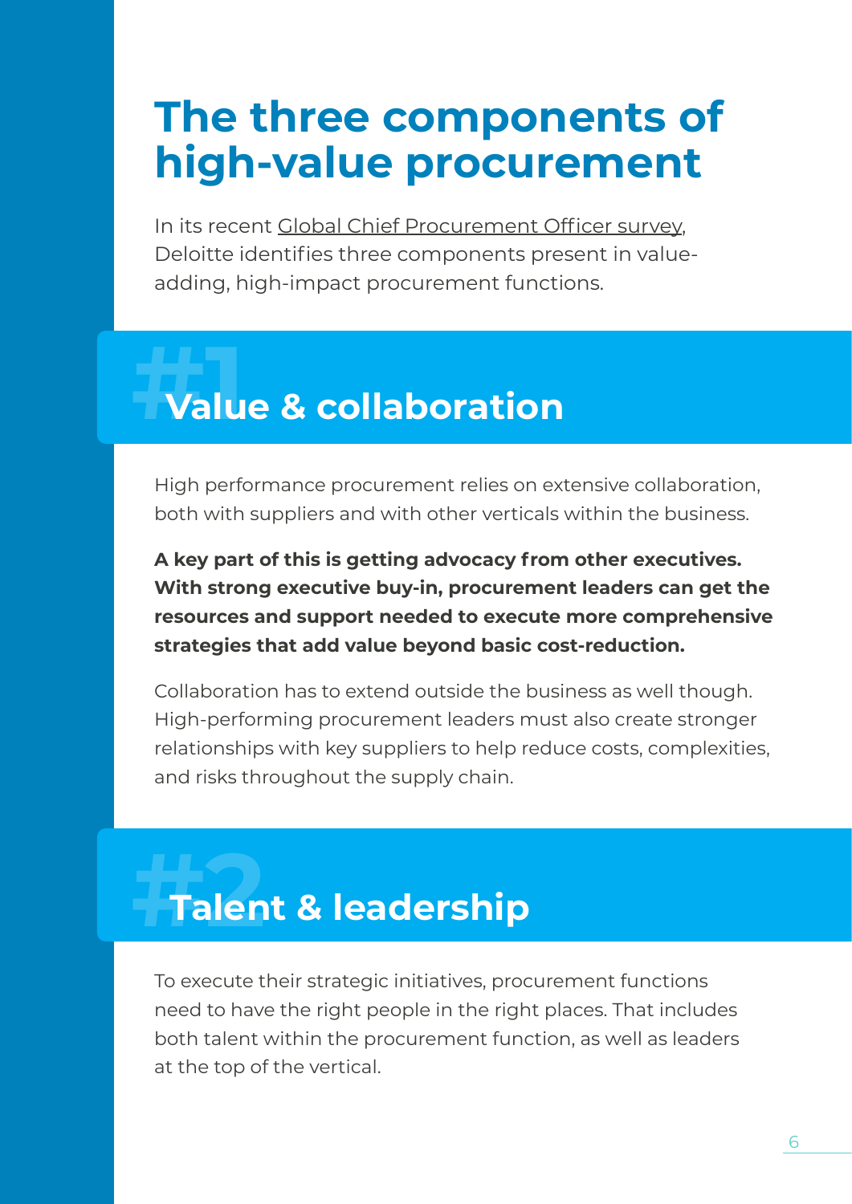# The three components of high-value procurement

In its recent Global Chief Procurement Officer survey, Deloitte identifies three components present in value-adding, high-impact procurement functions.

## #1 Value & collaboration

High performance procurement relies on extensive collaboration, both with suppliers and with other verticals within the business.

**A key part of this is getting advocacy from other executives. With strong executive buy-in, procurement leaders can get the resources and support needed to execute more comprehensive strategies that add value beyond basic cost-reduction.**

Collaboration has to extend outside the business as well though. High-performing procurement leaders must also create stronger relationships with key suppliers to help reduce costs, complexities, and risks throughout the supply chain.

## #2 Talent & leadership

To execute their strategic initiatives, procurement functions need to have the right people in the right places. That includes both talent within the procurement function, as well as leaders at the top of the vertical.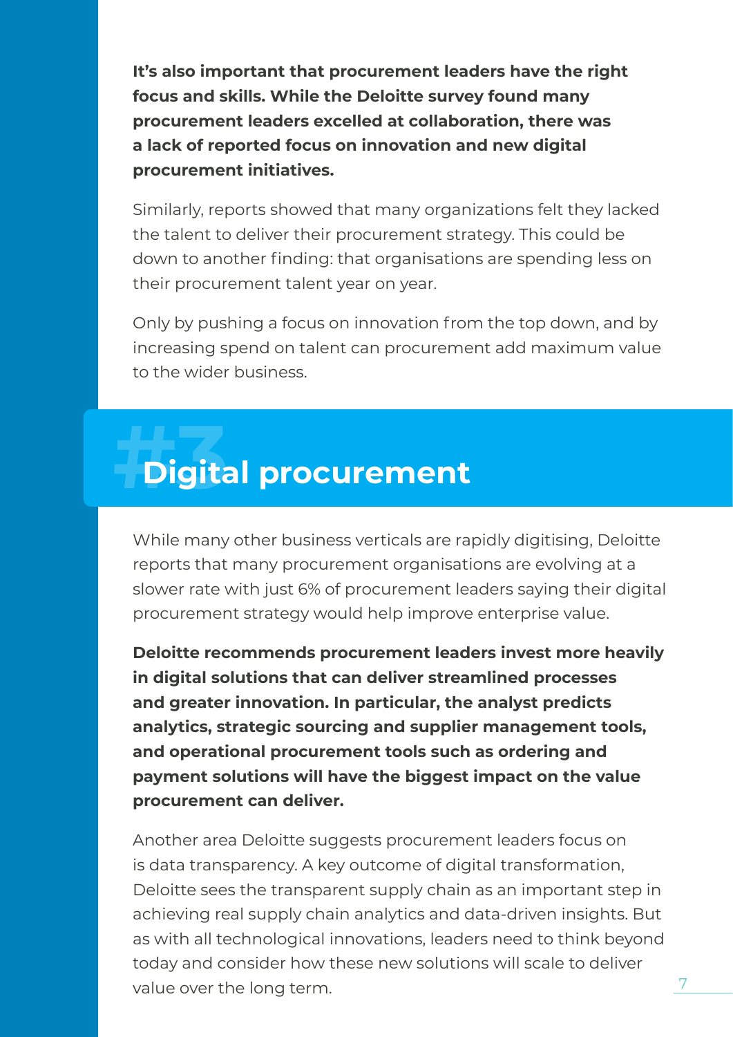**It's also important that procurement leaders have the right focus and skills. While the Deloitte survey found many procurement leaders excelled at collaboration, there was a lack of reported focus on innovation and new digital procurement initiatives.**

Similarly, reports showed that many organizations felt they lacked the talent to deliver their procurement strategy. This could be down to another finding: that organisations are spending less on their procurement talent year on year.

Only by pushing a focus on innovation from the top down, and by increasing spend on talent can procurement add maximum value to the wider business.

## #3 Digital procurement

While many other business verticals are rapidly digitising, Deloitte reports that many procurement organisations are evolving at a slower rate with just 6% of procurement leaders saying their digital procurement strategy would help improve enterprise value.

**Deloitte recommends procurement leaders invest more heavily in digital solutions that can deliver streamlined processes and greater innovation. In particular, the analyst predicts analytics, strategic sourcing and supplier management tools, and operational procurement tools such as ordering and payment solutions will have the biggest impact on the value procurement can deliver.**

Another area Deloitte suggests procurement leaders focus on is data transparency. A key outcome of digital transformation, Deloitte sees the transparent supply chain as an important step in achieving real supply chain analytics and data-driven insights. But as with all technological innovations, leaders need to think beyond today and consider how these new solutions will scale to deliver value over the long term.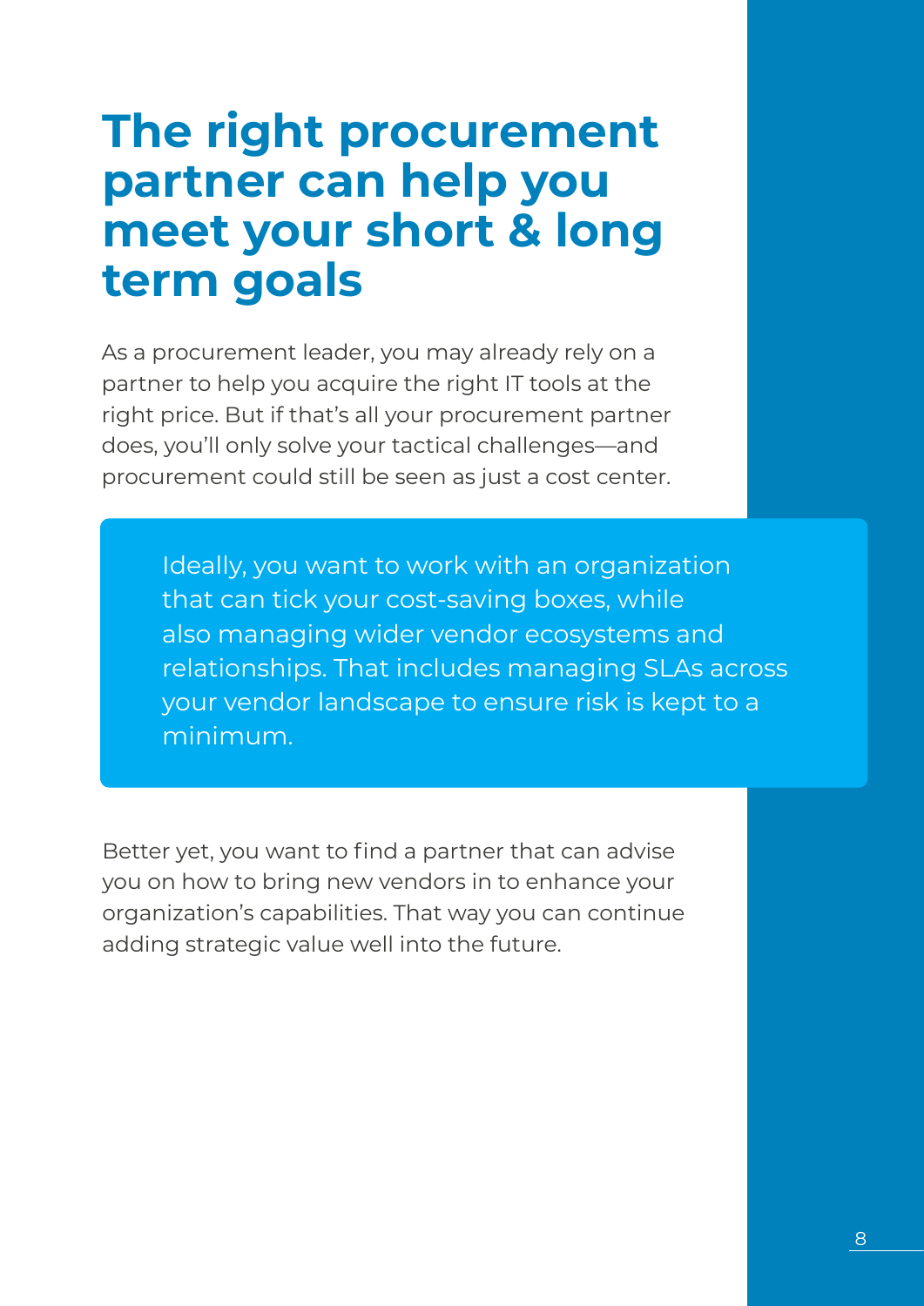# The right procurement partner can help you meet your short & long term goals

As a procurement leader, you may already rely on a partner to help you acquire the right IT tools at the right price. But if that's all your procurement partner does, you'll only solve your tactical challenges—and procurement could still be seen as just a cost center.

> Ideally, you want to work with an organization that can tick your cost-saving boxes, while also managing wider vendor ecosystems and relationships. That includes managing SLAs across your vendor landscape to ensure risk is kept to a minimum.

Better yet, you want to find a partner that can advise you on how to bring new vendors in to enhance your organization's capabilities. That way you can continue adding strategic value well into the future.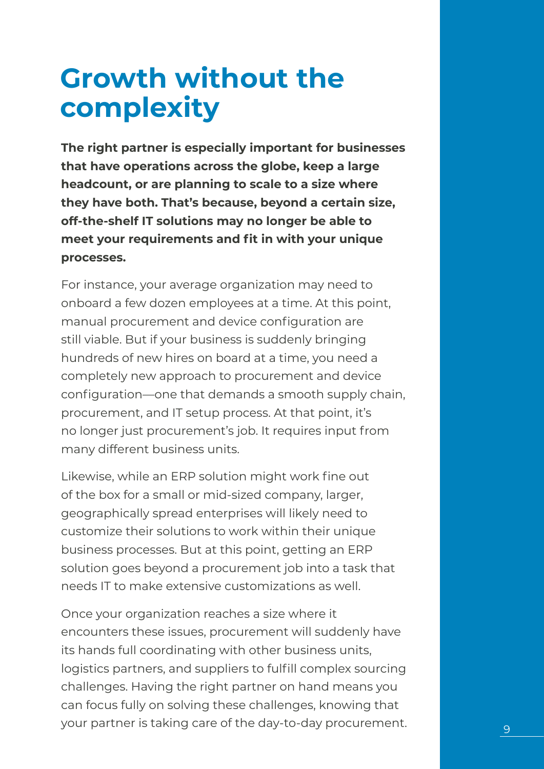# Growth without the complexity

**The right partner is especially important for businesses that have operations across the globe, keep a large headcount, or are planning to scale to a size where they have both. That's because, beyond a certain size, off-the-shelf IT solutions may no longer be able to meet your requirements and fit in with your unique processes.**

For instance, your average organization may need to onboard a few dozen employees at a time. At this point, manual procurement and device configuration are still viable. But if your business is suddenly bringing hundreds of new hires on board at a time, you need a completely new approach to procurement and device configuration—one that demands a smooth supply chain, procurement, and IT setup process. At that point, it's no longer just procurement's job. It requires input from many different business units.

Likewise, while an ERP solution might work fine out of the box for a small or mid-sized company, larger, geographically spread enterprises will likely need to customize their solutions to work within their unique business processes. But at this point, getting an ERP solution goes beyond a procurement job into a task that needs IT to make extensive customizations as well.

Once your organization reaches a size where it encounters these issues, procurement will suddenly have its hands full coordinating with other business units, logistics partners, and suppliers to fulfill complex sourcing challenges. Having the right partner on hand means you can focus fully on solving these challenges, knowing that your partner is taking care of the day-to-day procurement.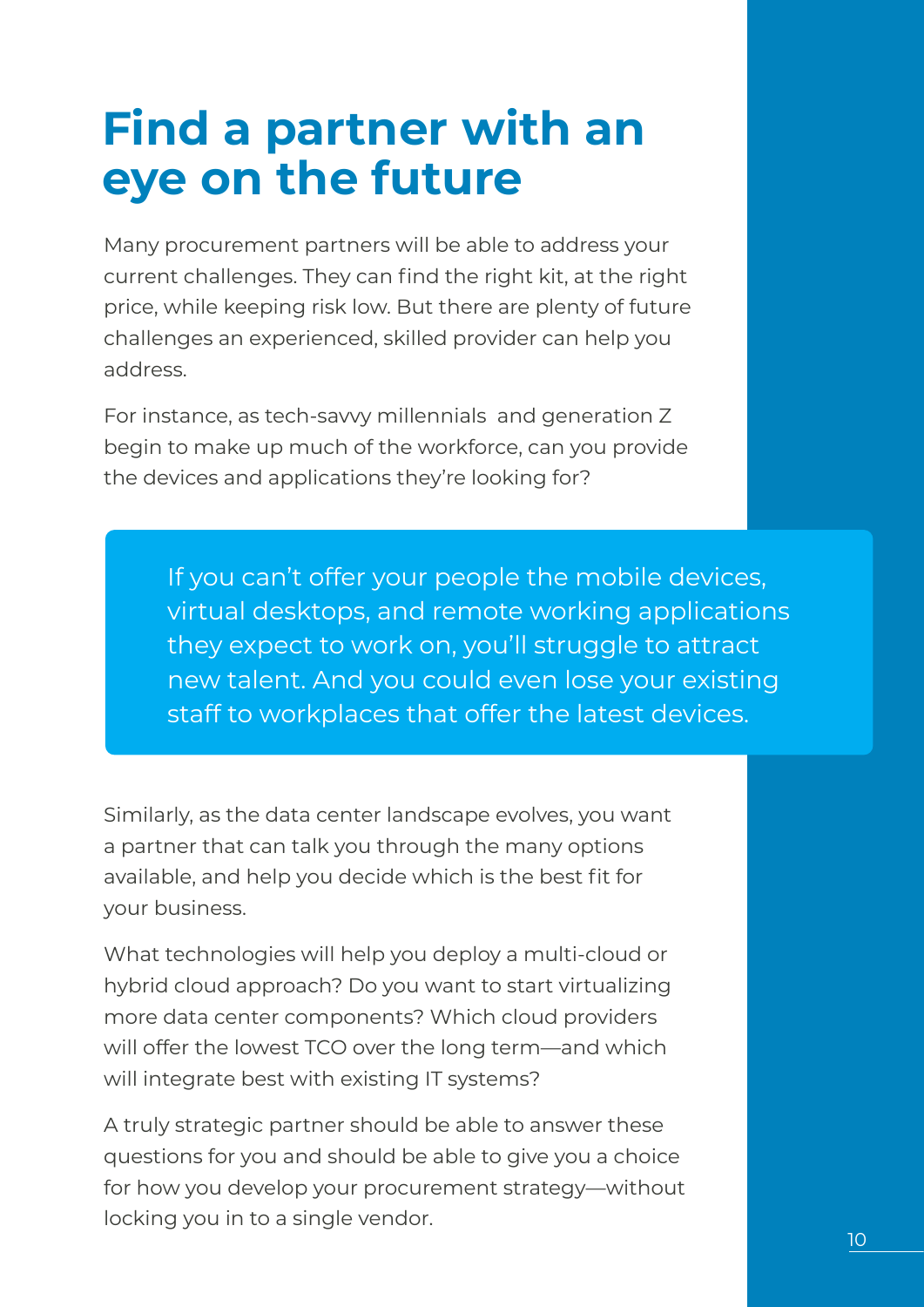# Find a partner with an eye on the future

Many procurement partners will be able to address your current challenges. They can find the right kit, at the right price, while keeping risk low. But there are plenty of future challenges an experienced, skilled provider can help you address.

For instance, as tech-savvy millennials  and generation Z begin to make up much of the workforce, can you provide the devices and applications they're looking for?

> If you can't offer your people the mobile devices, virtual desktops, and remote working applications they expect to work on, you'll struggle to attract new talent. And you could even lose your existing staff to workplaces that offer the latest devices.

Similarly, as the data center landscape evolves, you want a partner that can talk you through the many options available, and help you decide which is the best fit for your business.

What technologies will help you deploy a multi-cloud or hybrid cloud approach? Do you want to start virtualizing more data center components? Which cloud providers will offer the lowest TCO over the long term—and which will integrate best with existing IT systems?

A truly strategic partner should be able to answer these questions for you and should be able to give you a choice for how you develop your procurement strategy—without locking you in to a single vendor.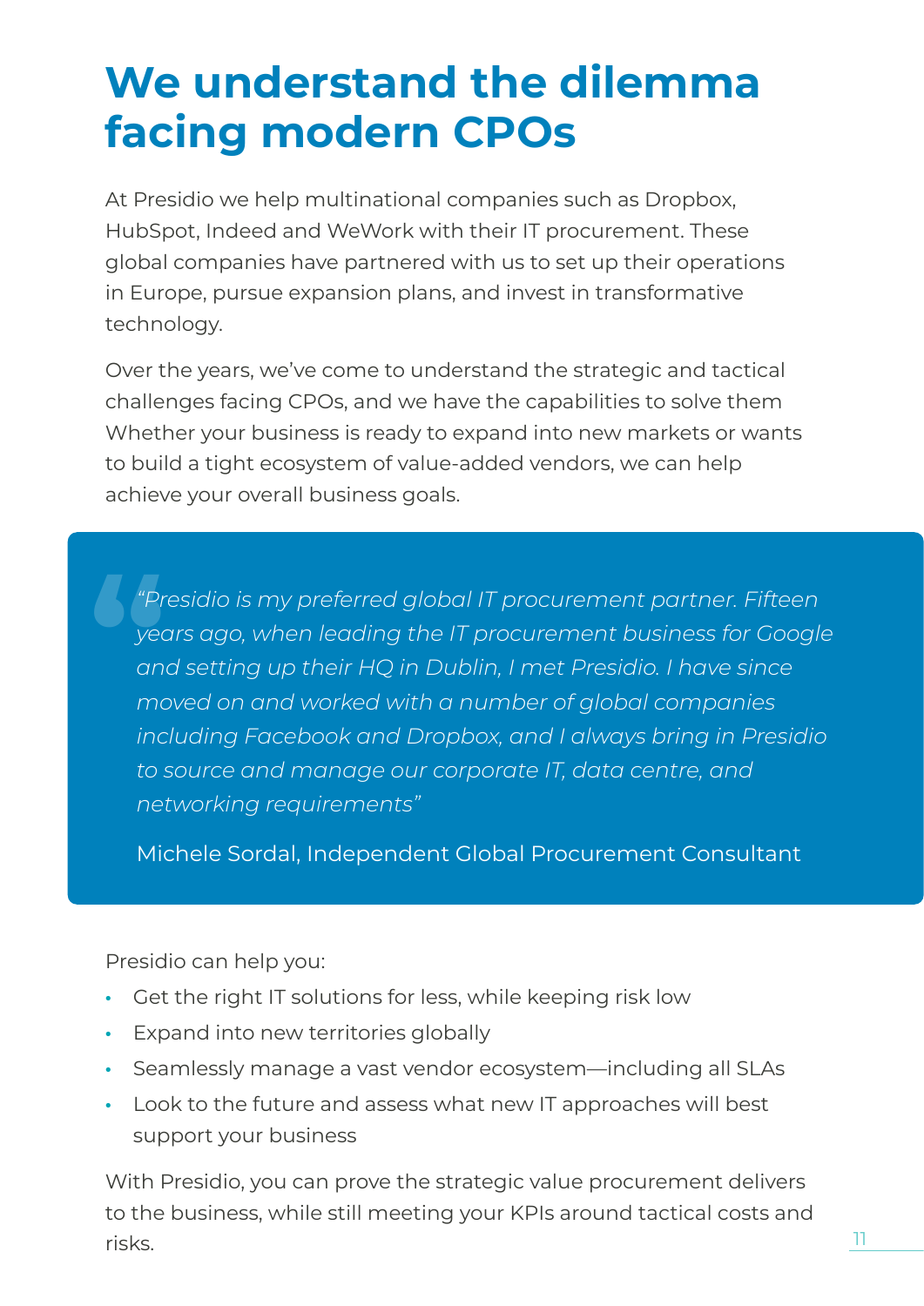# We understand the dilemma facing modern CPOs

At Presidio we help multinational companies such as Dropbox, HubSpot, Indeed and WeWork with their IT procurement. These global companies have partnered with us to set up their operations in Europe, pursue expansion plans, and invest in transformative technology.

Over the years, we've come to understand the strategic and tactical challenges facing CPOs, and we have the capabilities to solve them Whether your business is ready to expand into new markets or wants to build a tight ecosystem of value-added vendors, we can help achieve your overall business goals.

> *"Presidio is my preferred global IT procurement partner. Fifteen years ago, when leading the IT procurement business for Google and setting up their HQ in Dublin, I met Presidio. I have since moved on and worked with a number of global companies including Facebook and Dropbox, and I always bring in Presidio to source and manage our corporate IT, data centre, and networking requirements"*
>
> Michele Sordal, Independent Global Procurement Consultant

Presidio can help you:

- Get the right IT solutions for less, while keeping risk low
- Expand into new territories globally
- Seamlessly manage a vast vendor ecosystem—including all SLAs
- Look to the future and assess what new IT approaches will best support your business

With Presidio, you can prove the strategic value procurement delivers to the business, while still meeting your KPIs around tactical costs and risks.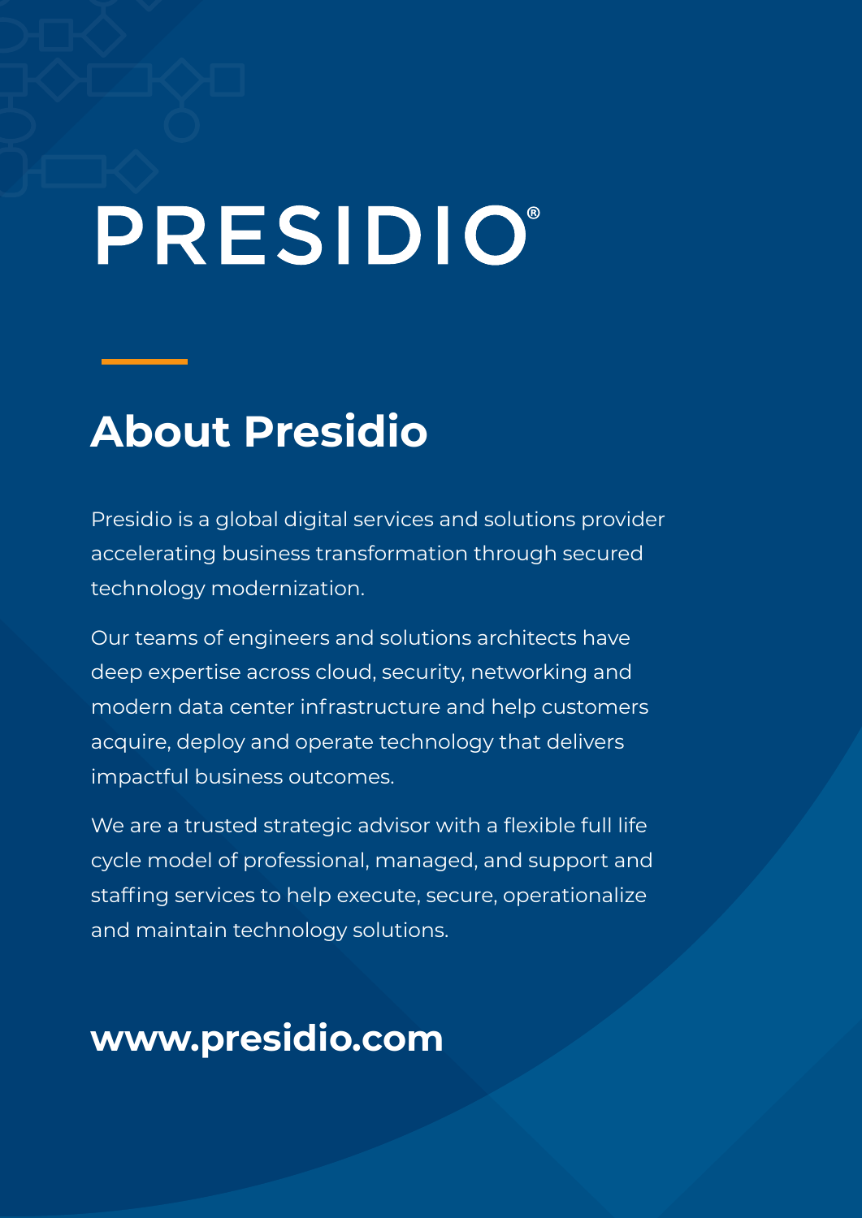# PRESIDIO®

## About Presidio

Presidio is a global digital services and solutions provider accelerating business transformation through secured technology modernization.

Our teams of engineers and solutions architects have deep expertise across cloud, security, networking and modern data center infrastructure and help customers acquire, deploy and operate technology that delivers impactful business outcomes.

We are a trusted strategic advisor with a flexible full life cycle model of professional, managed, and support and staffing services to help execute, secure, operationalize and maintain technology solutions.

**www.presidio.com**